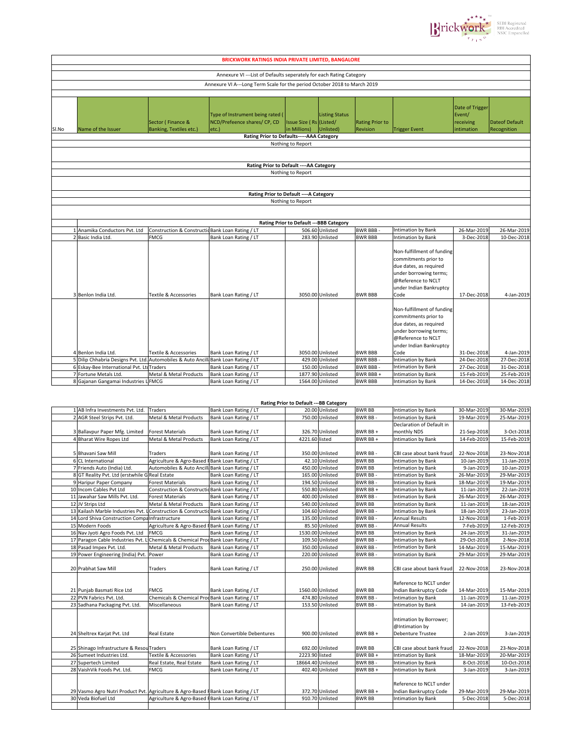# BRICKWORK RATINGS INDIA PRIVATE LIMITED, BANGALORE

Annexure VI ---List of Defaults seperately for each Rating Category

Annexure VI A---Long Term Scale for the period October 2018 to March 2019

| Sl.No | Name of the Issuer | Sector ( Finance & Banking, Textiles etc.) | Type of Instrument being rated ( NCD/Prefeence shares/ CP, CD etc.) | Issue Size ( Rs in Millions) | Listing Status (Listed/ Unlisted) | Rating Prior to Revision | Trigger Event | Date of Trigger Event/ receiving intimation | Dateof Default Recognition |
|---|---|---|---|---|---|---|---|---|---|
| **Rating Prior to Defaults-----AAA Category** | | | | | | | | | |
| Nothing to Report | | | | | | | | | |
| **Rating Prior to Default ----AA Category** | | | | | | | | | |
| Nothing to Report | | | | | | | | | |
| **Rating Prior to Default ----A Category** | | | | | | | | | |
| Nothing to Report | | | | | | | | | |
| **Rating Prior to Default ---BBB Category** | | | | | | | | | |
| 1 | Anamika Conductors Pvt. Ltd | Construction & Constructio | Bank Loan Rating / LT | 506.60 | Unlisted | BWR BBB - | Intimation by Bank | 26-Mar-2019 | 26-Mar-2019 |
| 2 | Basic India Ltd. | FMCG | Bank Loan Rating / LT | 283.90 | Unlisted | BWR BBB | Intimation by Bank | 3-Dec-2018 | 10-Dec-2018 |
| 3 | Benlon India Ltd. | Textile & Accessories | Bank Loan Rating / LT | 3050.00 | Unlisted | BWR BBB | Non-fulfillment of funding commitments prior to due dates, as required under borrowing terms; @Reference to NCLT under Indian Bankruptcy Code | 17-Dec-2018 | 4-Jan-2019 |
| 4 | Benlon India Ltd. | Textile & Accessories | Bank Loan Rating / LT | 3050.00 | Unlisted | BWR BBB | Non-fulfillment of funding commitments prior to due dates, as required under borrowing terms; @Reference to NCLT under Indian Bankruptcy Code | 31-Dec-2018 | 4-Jan-2019 |
| 5 | Dilip Chhabria Designs Pvt. Ltd. | Automobiles & Auto Ancill | Bank Loan Rating / LT | 429.00 | Unlisted | BWR BBB - | Intimation by Bank | 24-Dec-2018 | 27-Dec-2018 |
| 6 | Eskay-Bee International Pvt. Ltd | Traders | Bank Loan Rating / LT | 150.00 | Unlisted | BWR BBB - | Intimation by Bank | 27-Dec-2018 | 31-Dec-2018 |
| 7 | Fortune Metals Ltd. | Metal & Metal Products | Bank Loan Rating / LT | 1877.90 | Unlisted | BWR BBB + | Intimation by Bank | 15-Feb-2019 | 25-Feb-2019 |
| 8 | Gajanan Gangamai Industries L | FMCG | Bank Loan Rating / LT | 1564.00 | Unlisted | BWR BBB | Intimation by Bank | 14-Dec-2018 | 14-Dec-2018 |

**Rating Prior to Default ---BB Category**

| Sl.No | Name of the Issuer | Sector | Type of Instrument | Issue Size | Listing Status | Rating Prior to Revision | Trigger Event | Date of Trigger Event/ receiving intimation | Dateof Default Recognition |
|---|---|---|---|---|---|---|---|---|---|
| 1 | AB Infra Investments Pvt. Ltd. | Traders | Bank Loan Rating / LT | 20.00 | Unlisted | BWR BB | Intimation by Bank | 30-Mar-2019 | 30-Mar-2019 |
| 2 | AGR Steel Strips Pvt. Ltd. | Metal & Metal Products | Bank Loan Rating / LT | 750.00 | Unlisted | BWR BB - | Intimation by Bank | 19-Mar-2019 | 25-Mar-2019 |
| 3 | Ballavpur Paper Mfg. Limited | Forest Materials | Bank Loan Rating / LT | 326.70 | Unlisted | BWR BB + | Declaration of Default in monthly NDS | 21-Sep-2018 | 3-Oct-2018 |
| 4 | Bharat Wire Ropes Ltd | Metal & Metal Products | Bank Loan Rating / LT | 4221.60 | listed | BWR BB + | Intimation by Bank | 14-Feb-2019 | 15-Feb-2019 |
| 5 | Bhavani Saw Mill | Traders | Bank Loan Rating / LT | 350.00 | Unlisted | BWR BB - | CBI case about bank fraud | 22-Nov-2018 | 23-Nov-2018 |
| 6 | CL International | Agriculture & Agro-Based | Bank Loan Rating / LT | 42.10 | Unlisted | BWR BB | Intimation by Bank | 10-Jan-2019 | 11-Jan-2019 |
| 7 | Friends Auto (India) Ltd. | Automobiles & Auto Ancill | Bank Loan Rating / LT | 450.00 | Unlisted | BWR BB | Intimation by Bank | 9-Jan-2019 | 10-Jan-2019 |
| 8 | GT Reality Pvt. Ltd (erstwhile G | Real Estate | Bank Loan Rating / LT | 165.00 | Unlisted | BWR BB - | Intimation by Bank | 26-Mar-2019 | 29-Mar-2019 |
| 9 | Haripur Paper Company | Forest Materials | Bank Loan Rating / LT | 194.50 | Unlisted | BWR BB - | Intimation by Bank | 18-Mar-2019 | 19-Mar-2019 |
| 10 | Incom Cables Pvt Ltd | Construction & Constructio | Bank Loan Rating / LT | 550.80 | Unlisted | BWR BB + | Intimation by Bank | 11-Jan-2019 | 22-Jan-2019 |
| 11 | Jawahar Saw Mills Pvt. Ltd. | Forest Materials | Bank Loan Rating / LT | 400.00 | Unlisted | BWR BB - | Intimation by Bank | 26-Mar-2019 | 26-Mar-2019 |
| 12 | JV Strips Ltd | Metal & Metal Products | Bank Loan Rating / LT | 540.00 | Unlisted | BWR BB | Intimation by Bank | 11-Jan-2019 | 18-Jan-2019 |
| 13 | Kailash Marble Industries Pvt. L | Construction & Constructio | Bank Loan Rating / LT | 104.60 | Unlisted | BWR BB - | Intimation by Bank | 18-Jan-2019 | 23-Jan-2019 |
| 14 | Lord Shiva Construction Compa | Infrastructure | Bank Loan Rating / LT | 135.00 | Unlisted | BWR BB - | Annual Results | 12-Nov-2018 | 1-Feb-2019 |
| 15 | Modern Foods | Agriculture & Agro-Based | Bank Loan Rating / LT | 85.50 | Unlisted | BWR BB - | Annual Results | 7-Feb-2019 | 12-Feb-2019 |
| 16 | Nav Jyoti Agro Foods Pvt. Ltd | FMCG | Bank Loan Rating / LT | 1530.00 | Unlisted | BWR BB | Intimation by Bank | 24-Jan-2019 | 31-Jan-2019 |
| 17 | Paragon Cable Industries Pvt. L | Chemicals & Chemical Pro | Bank Loan Rating / LT | 109.50 | Unlisted | BWR BB - | Intimation by Bank | 29-Oct-2018 | 2-Nov-2018 |
| 18 | Pasad Impex Pvt. Ltd. | Metal & Metal Products | Bank Loan Rating / LT | 350.00 | Unlisted | BWR BB - | Intimation by Bank | 14-Mar-2019 | 15-Mar-2019 |
| 19 | Power Engineering (India) Pvt. | Power | Bank Loan Rating / LT | 220.00 | Unlisted | BWR BB - | Intimation by Bank | 29-Mar-2019 | 29-Mar-2019 |
| 20 | Prabhat Saw Mill | Traders | Bank Loan Rating / LT | 250.00 | Unlisted | BWR BB | CBI case about bank fraud | 22-Nov-2018 | 23-Nov-2018 |
| 21 | Punjab Basmati Rice Ltd | FMCG | Bank Loan Rating / LT | 1560.00 | Unlisted | BWR BB | Reference to NCLT under Indian Bankruptcy Code | 14-Mar-2019 | 15-Mar-2019 |
| 22 | PVN Fabrics Pvt. Ltd. | Chemicals & Chemical Pro | Bank Loan Rating / LT | 474.80 | Unlisted | BWR BB - | Intimation by Bank | 11-Jan-2019 | 11-Jan-2019 |
| 23 | Sadhana Packaging Pvt. Ltd. | Miscellaneous | Bank Loan Rating / LT | 153.50 | Unlisted | BWR BB - | Intimation by Bank | 14-Jan-2019 | 13-Feb-2019 |
| 24 | Sheltrex Karjat Pvt. Ltd | Real Estate | Non Convertible Debentures | 900.00 | Unlisted | BWR BB + | Intimation by Borrower; @Intimation by Debenture Trustee | 2-Jan-2019 | 3-Jan-2019 |
| 25 | Shinago Infrastructure & Resou | Traders | Bank Loan Rating / LT | 692.00 | Unlisted | BWR BB | CBI case about bank fraud | 22-Nov-2018 | 23-Nov-2018 |
| 26 | Sumeet Industries Ltd. | Textile & Accessories | Bank Loan Rating / LT | 2223.90 | listed | BWR BB + | Intimation by Bank | 18-Mar-2019 | 20-Mar-2019 |
| 27 | Supertech Limited | Real Estate, Real Estate | Bank Loan Rating / LT | 18664.40 | Unlisted | BWR BB - | Intimation by Bank | 8-Oct-2018 | 10-Oct-2018 |
| 28 | VaishVik Foods Pvt. Ltd. | FMCG | Bank Loan Rating / LT | 402.40 | Unlisted | BWR BB + | Intimation by Bank | 3-Jan-2019 | 3-Jan-2019 |
| 29 | Vasmo Agro Nutri Product Pvt. | Agriculture & Agro-Based | Bank Loan Rating / LT | 372.70 | Unlisted | BWR BB + | Reference to NCLT under Indian Bankruptcy Code | 29-Mar-2019 | 29-Mar-2019 |
| 30 | Veda Biofuel Ltd | Agriculture & Agro-Based | Bank Loan Rating / LT | 910.70 | Unlisted | BWR BB | Intimation by Bank | 5-Dec-2018 | 5-Dec-2018 |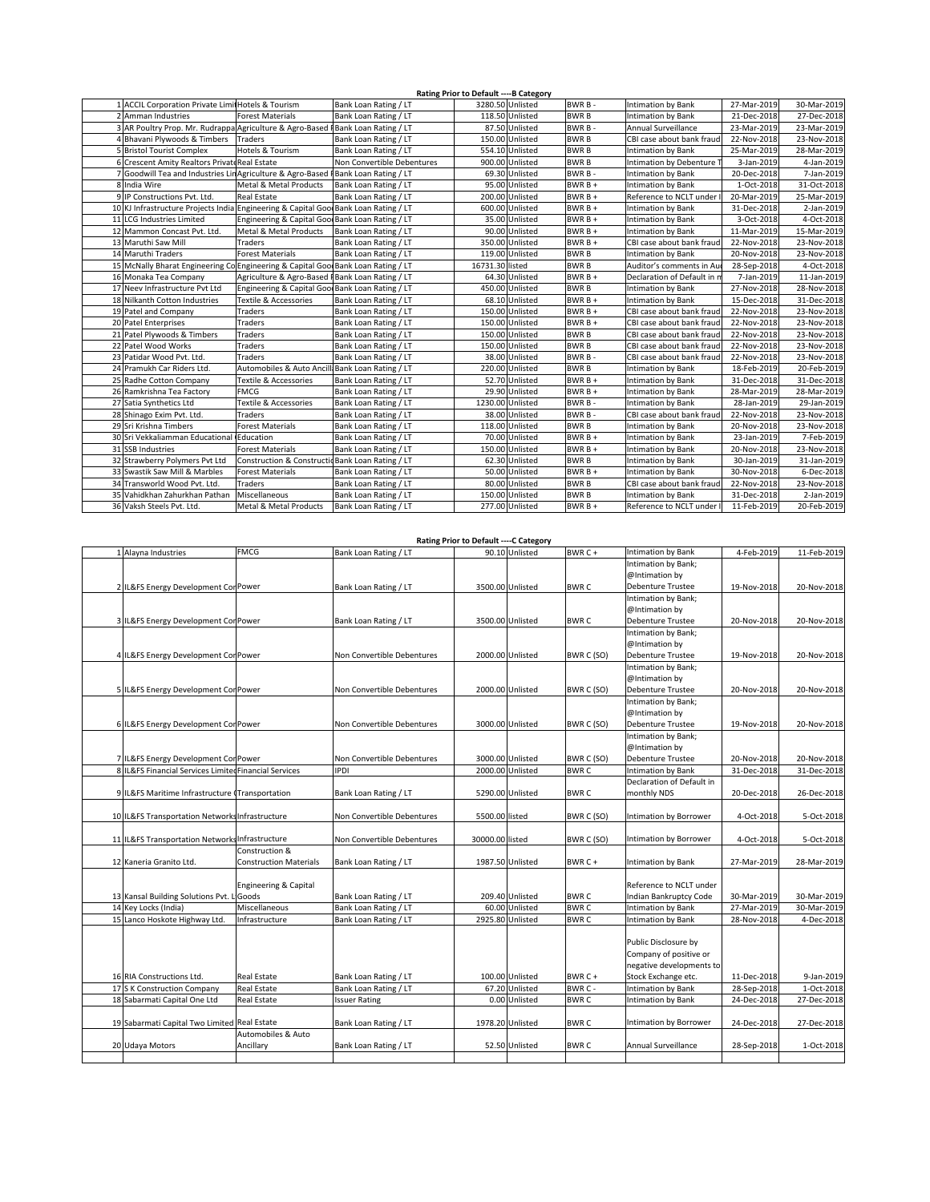**Rating Prior to Default ----B Category**

| | | | | | | | | | |
|---|---|---|---|---|---|---|---|---|---|
| 1 | ACCIL Corporation Private Limit | Hotels & Tourism | Bank Loan Rating / LT | 3280.50 | Unlisted | BWR B - | Intimation by Bank | 27-Mar-2019 | 30-Mar-2019 |
| 2 | Amman Industries | Forest Materials | Bank Loan Rating / LT | 118.50 | Unlisted | BWR B | Intimation by Bank | 21-Dec-2018 | 27-Dec-2018 |
| 3 | AR Poultry Prop. Mr. Rudrappa | Agriculture & Agro-Based I | Bank Loan Rating / LT | 87.50 | Unlisted | BWR B - | Annual Surveillance | 23-Mar-2019 | 23-Mar-2019 |
| 4 | Bhavani Plywoods & Timbers | Traders | Bank Loan Rating / LT | 150.00 | Unlisted | BWR B | CBI case about bank fraud | 22-Nov-2018 | 23-Nov-2018 |
| 5 | Bristol Tourist Complex | Hotels & Tourism | Bank Loan Rating / LT | 554.10 | Unlisted | BWR B | Intimation by Bank | 25-Mar-2019 | 28-Mar-2019 |
| 6 | Crescent Amity Realtors Private | Real Estate | Non Convertible Debentures | 900.00 | Unlisted | BWR B | Intimation by Debenture T | 3-Jan-2019 | 4-Jan-2019 |
| 7 | Goodwill Tea and Industries Lin | Agriculture & Agro-Based I | Bank Loan Rating / LT | 69.30 | Unlisted | BWR B - | Intimation by Bank | 20-Dec-2018 | 7-Jan-2019 |
| 8 | India Wire | Metal & Metal Products | Bank Loan Rating / LT | 95.00 | Unlisted | BWR B + | Intimation by Bank | 1-Oct-2018 | 31-Oct-2018 |
| 9 | IP Constructions Pvt. Ltd. | Real Estate | Bank Loan Rating / LT | 200.00 | Unlisted | BWR B + | Reference to NCLT under I | 20-Mar-2019 | 25-Mar-2019 |
| 10 | KJ Infrastructure Projects India | Engineering & Capital Good | Bank Loan Rating / LT | 600.00 | Unlisted | BWR B + | Intimation by Bank | 31-Dec-2018 | 2-Jan-2019 |
| 11 | LCG Industries Limited | Engineering & Capital Good | Bank Loan Rating / LT | 35.00 | Unlisted | BWR B + | Intimation by Bank | 3-Oct-2018 | 4-Oct-2018 |
| 12 | Mammon Concast Pvt. Ltd. | Metal & Metal Products | Bank Loan Rating / LT | 90.00 | Unlisted | BWR B + | Intimation by Bank | 11-Mar-2019 | 15-Mar-2019 |
| 13 | Maruthi Saw Mill | Traders | Bank Loan Rating / LT | 350.00 | Unlisted | BWR B + | CBI case about bank fraud | 22-Nov-2018 | 23-Nov-2018 |
| 14 | Maruthi Traders | Forest Materials | Bank Loan Rating / LT | 119.00 | Unlisted | BWR B | Intimation by Bank | 20-Nov-2018 | 23-Nov-2018 |
| 15 | McNally Bharat Engineering Co | Engineering & Capital Good | Bank Loan Rating / LT | 16731.30 | listed | BWR B | Auditor's comments in Au | 28-Sep-2018 | 4-Oct-2018 |
| 16 | Monaka Tea Company | Agriculture & Agro-Based I | Bank Loan Rating / LT | 64.30 | Unlisted | BWR B + | Declaration of Default in m | 7-Jan-2019 | 11-Jan-2019 |
| 17 | Neev Infrastructure Pvt Ltd | Engineering & Capital Good | Bank Loan Rating / LT | 450.00 | Unlisted | BWR B | Intimation by Bank | 27-Nov-2018 | 28-Nov-2018 |
| 18 | Nilkanth Cotton Industries | Textile & Accessories | Bank Loan Rating / LT | 68.10 | Unlisted | BWR B + | Intimation by Bank | 15-Dec-2018 | 31-Dec-2018 |
| 19 | Patel and Company | Traders | Bank Loan Rating / LT | 150.00 | Unlisted | BWR B + | CBI case about bank fraud | 22-Nov-2018 | 23-Nov-2018 |
| 20 | Patel Enterprises | Traders | Bank Loan Rating / LT | 150.00 | Unlisted | BWR B + | CBI case about bank fraud | 22-Nov-2018 | 23-Nov-2018 |
| 21 | Patel Plywoods & Timbers | Traders | Bank Loan Rating / LT | 150.00 | Unlisted | BWR B | CBI case about bank fraud | 22-Nov-2018 | 23-Nov-2018 |
| 22 | Patel Wood Works | Traders | Bank Loan Rating / LT | 150.00 | Unlisted | BWR B | CBI case about bank fraud | 22-Nov-2018 | 23-Nov-2018 |
| 23 | Patidar Wood Pvt. Ltd. | Traders | Bank Loan Rating / LT | 38.00 | Unlisted | BWR B - | CBI case about bank fraud | 22-Nov-2018 | 23-Nov-2018 |
| 24 | Pramukh Car Riders Ltd. | Automobiles & Auto Ancill | Bank Loan Rating / LT | 220.00 | Unlisted | BWR B | Intimation by Bank | 18-Feb-2019 | 20-Feb-2019 |
| 25 | Radhe Cotton Company | Textile & Accessories | Bank Loan Rating / LT | 52.70 | Unlisted | BWR B + | Intimation by Bank | 31-Dec-2018 | 31-Dec-2018 |
| 26 | Ramkrishna Tea Factory | FMCG | Bank Loan Rating / LT | 29.90 | Unlisted | BWR B + | Intimation by Bank | 28-Mar-2019 | 28-Mar-2019 |
| 27 | Satia Synthetics Ltd | Textile & Accessories | Bank Loan Rating / LT | 1230.00 | Unlisted | BWR B - | Intimation by Bank | 28-Jan-2019 | 29-Jan-2019 |
| 28 | Shinago Exim Pvt. Ltd. | Traders | Bank Loan Rating / LT | 38.00 | Unlisted | BWR B - | CBI case about bank fraud | 22-Nov-2018 | 23-Nov-2018 |
| 29 | Sri Krishna Timbers | Forest Materials | Bank Loan Rating / LT | 118.00 | Unlisted | BWR B | Intimation by Bank | 20-Nov-2018 | 23-Nov-2018 |
| 30 | Sri Vekkaliamman Educational | Education | Bank Loan Rating / LT | 70.00 | Unlisted | BWR B + | Intimation by Bank | 23-Jan-2019 | 7-Feb-2019 |
| 31 | SSB Industries | Forest Materials | Bank Loan Rating / LT | 150.00 | Unlisted | BWR B + | Intimation by Bank | 20-Nov-2018 | 23-Nov-2018 |
| 32 | Strawberry Polymers Pvt Ltd | Construction & Constructio | Bank Loan Rating / LT | 62.30 | Unlisted | BWR B | Intimation by Bank | 30-Jan-2019 | 31-Jan-2019 |
| 33 | Swastik Saw Mill & Marbles | Forest Materials | Bank Loan Rating / LT | 50.00 | Unlisted | BWR B + | Intimation by Bank | 30-Nov-2018 | 6-Dec-2018 |
| 34 | Transworld Wood Pvt. Ltd. | Traders | Bank Loan Rating / LT | 80.00 | Unlisted | BWR B | CBI case about bank fraud | 22-Nov-2018 | 23-Nov-2018 |
| 35 | Vahidkhan Zahurkhan Pathan | Miscellaneous | Bank Loan Rating / LT | 150.00 | Unlisted | BWR B | Intimation by Bank | 31-Dec-2018 | 2-Jan-2019 |
| 36 | Vaksh Steels Pvt. Ltd. | Metal & Metal Products | Bank Loan Rating / LT | 277.00 | Unlisted | BWR B + | Reference to NCLT under I | 11-Feb-2019 | 20-Feb-2019 |

**Rating Prior to Default ----C Category**

| | | | | | | | | | |
|---|---|---|---|---|---|---|---|---|---|
| 1 | Alayna Industries | FMCG | Bank Loan Rating / LT | 90.10 | Unlisted | BWR C + | Intimation by Bank | 4-Feb-2019 | 11-Feb-2019 |
| 2 | IL&FS Energy Development Cor | Power | Bank Loan Rating / LT | 3500.00 | Unlisted | BWR C | Intimation by Bank; @Intimation by Debenture Trustee | 19-Nov-2018 | 20-Nov-2018 |
| 3 | IL&FS Energy Development Cor | Power | Bank Loan Rating / LT | 3500.00 | Unlisted | BWR C | Intimation by Bank; @Intimation by Debenture Trustee | 20-Nov-2018 | 20-Nov-2018 |
| 4 | IL&FS Energy Development Cor | Power | Non Convertible Debentures | 2000.00 | Unlisted | BWR C (SO) | Intimation by Bank; @Intimation by Debenture Trustee | 19-Nov-2018 | 20-Nov-2018 |
| 5 | IL&FS Energy Development Cor | Power | Non Convertible Debentures | 2000.00 | Unlisted | BWR C (SO) | Intimation by Bank; @Intimation by Debenture Trustee | 20-Nov-2018 | 20-Nov-2018 |
| 6 | IL&FS Energy Development Cor | Power | Non Convertible Debentures | 3000.00 | Unlisted | BWR C (SO) | Intimation by Bank; @Intimation by Debenture Trustee | 19-Nov-2018 | 20-Nov-2018 |
| 7 | IL&FS Energy Development Cor | Power | Non Convertible Debentures | 3000.00 | Unlisted | BWR C (SO) | Intimation by Bank; @Intimation by Debenture Trustee | 20-Nov-2018 | 20-Nov-2018 |
| 8 | IL&FS Financial Services Limited | Financial Services | IPDI | 2000.00 | Unlisted | BWR C | Intimation by Bank | 31-Dec-2018 | 31-Dec-2018 |
| 9 | IL&FS Maritime Infrastructure ( | Transportation | Bank Loan Rating / LT | 5290.00 | Unlisted | BWR C | Declaration of Default in monthly NDS | 20-Dec-2018 | 26-Dec-2018 |
| 10 | IL&FS Transportation Networks | Infrastructure | Non Convertible Debentures | 5500.00 | listed | BWR C (SO) | Intimation by Borrower | 4-Oct-2018 | 5-Oct-2018 |
| 11 | IL&FS Transportation Networks | Infrastructure | Non Convertible Debentures | 30000.00 | listed | BWR C (SO) | Intimation by Borrower | 4-Oct-2018 | 5-Oct-2018 |
| 12 | Kaneria Granito Ltd. | Construction & Construction Materials | Bank Loan Rating / LT | 1987.50 | Unlisted | BWR C + | Intimation by Bank | 27-Mar-2019 | 28-Mar-2019 |
| 13 | Kansal Building Solutions Pvt. L | Engineering & Capital Goods | Bank Loan Rating / LT | 209.40 | Unlisted | BWR C | Reference to NCLT under Indian Bankruptcy Code | 30-Mar-2019 | 30-Mar-2019 |
| 14 | Key Locks (India) | Miscellaneous | Bank Loan Rating / LT | 60.00 | Unlisted | BWR C | Intimation by Bank | 27-Mar-2019 | 30-Mar-2019 |
| 15 | Lanco Hoskote Highway Ltd. | Infrastructure | Bank Loan Rating / LT | 2925.80 | Unlisted | BWR C | Intimation by Bank | 28-Nov-2018 | 4-Dec-2018 |
| 16 | RIA Constructions Ltd. | Real Estate | Bank Loan Rating / LT | 100.00 | Unlisted | BWR C + | Public Disclosure by Company of positive or negative developments to Stock Exchange etc. | 11-Dec-2018 | 9-Jan-2019 |
| 17 | S K Construction Company | Real Estate | Bank Loan Rating / LT | 67.20 | Unlisted | BWR C - | Intimation by Bank | 28-Sep-2018 | 1-Oct-2018 |
| 18 | Sabarmati Capital One Ltd | Real Estate | Issuer Rating | 0.00 | Unlisted | BWR C | Intimation by Bank | 24-Dec-2018 | 27-Dec-2018 |
| 19 | Sabarmati Capital Two Limited | Real Estate | Bank Loan Rating / LT | 1978.20 | Unlisted | BWR C | Intimation by Borrower | 24-Dec-2018 | 27-Dec-2018 |
| 20 | Udaya Motors | Automobiles & Auto Ancillary | Bank Loan Rating / LT | 52.50 | Unlisted | BWR C | Annual Surveillance | 28-Sep-2018 | 1-Oct-2018 |